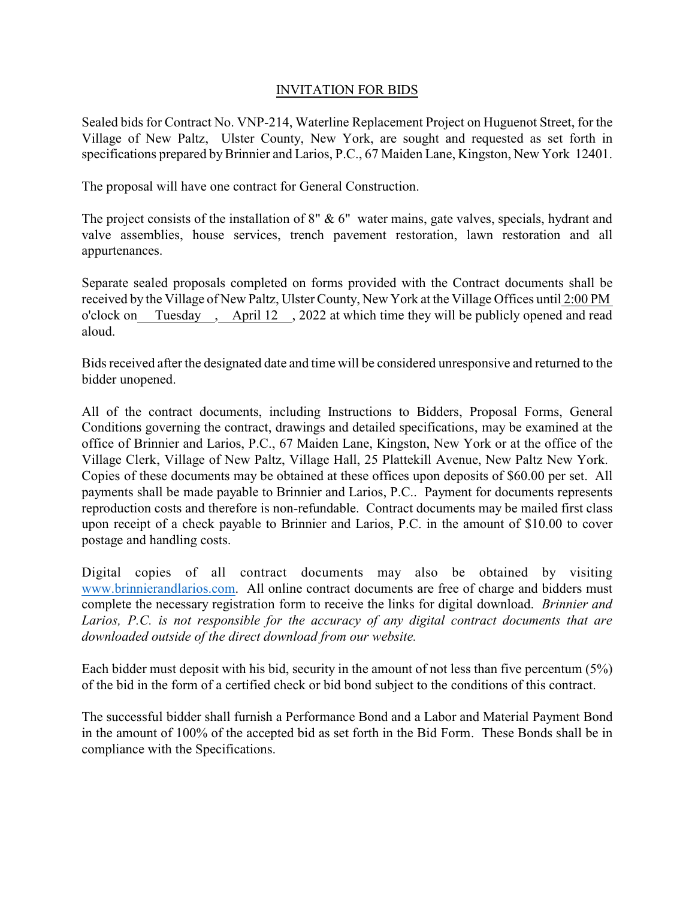# INVITATION FOR BIDS

Sealed bids for Contract No. VNP-214, Waterline Replacement Project on Huguenot Street, for the Village of New Paltz, Ulster County, New York, are sought and requested as set forth in specifications prepared by Brinnier and Larios, P.C., 67 Maiden Lane, Kingston, New York 12401.

The proposal will have one contract for General Construction.

The project consists of the installation of 8" & 6" water mains, gate valves, specials, hydrant and valve assemblies, house services, trench pavement restoration, lawn restoration and all appurtenances.

Separate sealed proposals completed on forms provided with the Contract documents shall be received by the Village of New Paltz, Ulster County, New York at the Village Offices until 2:00 PM o'clock on Tuesday, April 12, 2022 at which time they will be publicly opened and read aloud.

Bids received after the designated date and time will be considered unresponsive and returned to the bidder unopened.

All of the contract documents, including Instructions to Bidders, Proposal Forms, General Conditions governing the contract, drawings and detailed specifications, may be examined at the office of Brinnier and Larios, P.C., 67 Maiden Lane, Kingston, New York or at the office of the Village Clerk, Village of New Paltz, Village Hall, 25 Plattekill Avenue, New Paltz New York. Copies of these documents may be obtained at these offices upon deposits of $60.00 per set. All payments shall be made payable to Brinnier and Larios, P.C.. Payment for documents represents reproduction costs and therefore is non-refundable. Contract documents may be mailed first class upon receipt of a check payable to Brinnier and Larios, P.C. in the amount of $10.00 to cover postage and handling costs.

Digital copies of all contract documents may also be obtained by visiting www.brinnierandlarios.com. All online contract documents are free of charge and bidders must complete the necessary registration form to receive the links for digital download. *Brinnier and Larios, P.C. is not responsible for the accuracy of any digital contract documents that are downloaded outside of the direct download from our website.*

Each bidder must deposit with his bid, security in the amount of not less than five percentum (5%) of the bid in the form of a certified check or bid bond subject to the conditions of this contract.

The successful bidder shall furnish a Performance Bond and a Labor and Material Payment Bond in the amount of 100% of the accepted bid as set forth in the Bid Form. These Bonds shall be in compliance with the Specifications.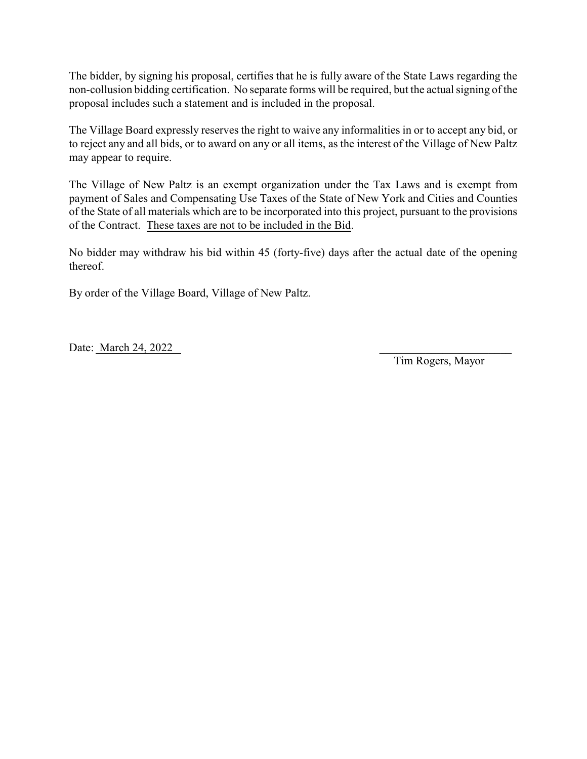The bidder, by signing his proposal, certifies that he is fully aware of the State Laws regarding the non-collusion bidding certification. No separate forms will be required, but the actual signing of the proposal includes such a statement and is included in the proposal.

The Village Board expressly reserves the right to waive any informalities in or to accept any bid, or to reject any and all bids, or to award on any or all items, as the interest of the Village of New Paltz may appear to require.

The Village of New Paltz is an exempt organization under the Tax Laws and is exempt from payment of Sales and Compensating Use Taxes of the State of New York and Cities and Counties of the State of all materials which are to be incorporated into this project, pursuant to the provisions of the Contract. <u>These taxes are not to be included in the Bid</u>.

No bidder may withdraw his bid within 45 (forty-five) days after the actual date of the opening thereof.

By order of the Village Board, Village of New Paltz.

Date: <u>March 24, 2022</u>

\_\_\_\_\_\_\_\_\_\_\_\_\_\_\_\_\_\_\_\_\_\_\_\_

Tim Rogers, Mayor